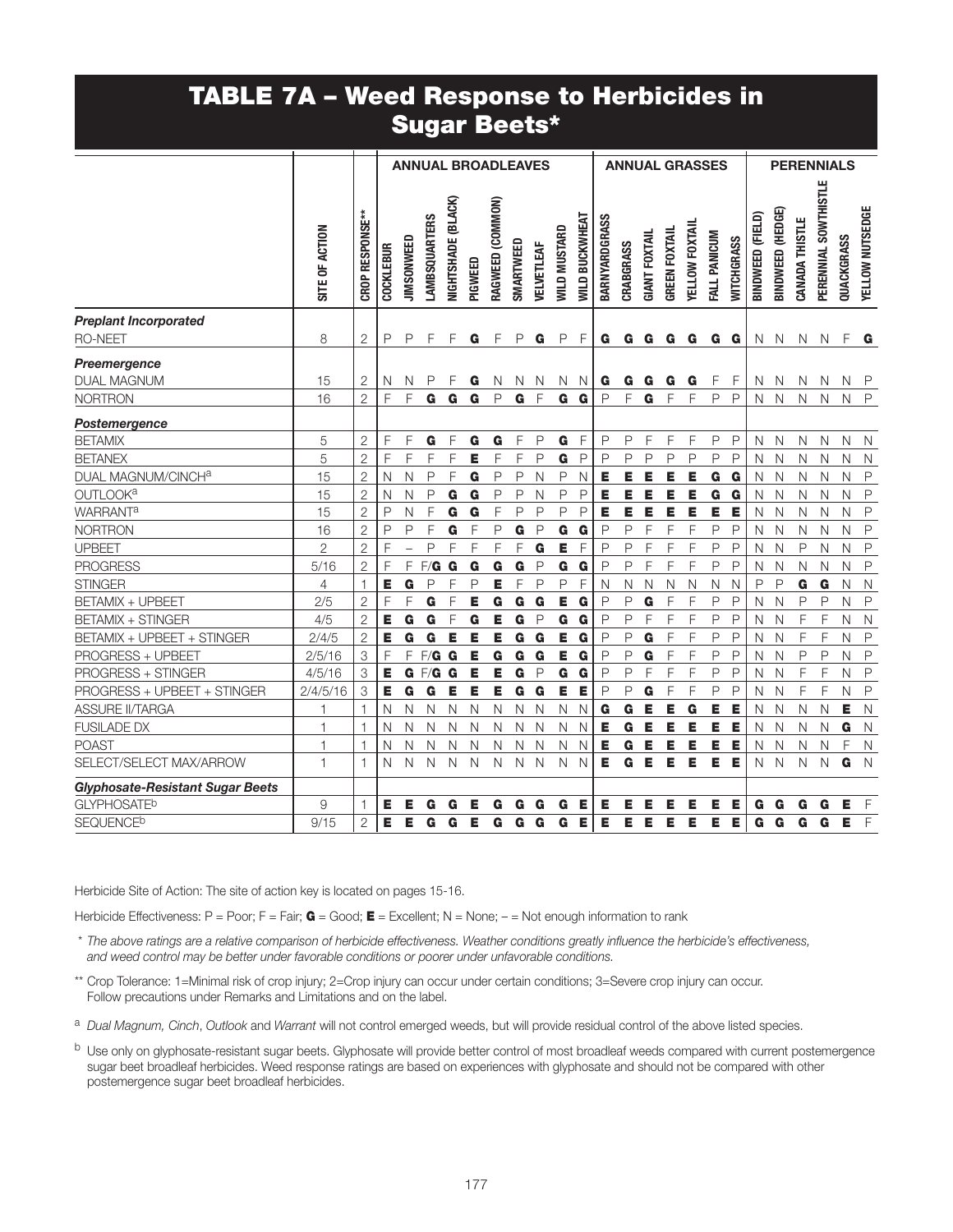# TABLE 7A – Weed Response to Herbicides in Sugar Beets*

| | SITE OF ACTION | CROP RESPONSE** | ANNUAL BROADLEAVES | | | | | | | | | | ANNUAL GRASSES | | | | | | | PERENNIALS | | | | | |
|---|---|---|---|---|---|---|---|---|---|---|---|---|---|---|---|---|---|---|---|---|---|---|---|---|---|
| | | | COCKLEBUR | JIMSONWEED | LAMBSQUARTERS | NIGHTSHADE (BLACK) | PIGWEED | RAGWEED (COMMON) | SMARTWEED | VELVETLEAF | WILD MUSTARD | WILD BUCKWHEAT | BARNYARDGRASS | CRABGRASS | GIANT FOXTAIL | GREEN FOXTAIL | YELLOW FOXTAIL | FALL PANICUM | WITCHGRASS | BINDWEED (FIELD) | BINDWEED (HEDGE) | CANADA THISTLE | PERENNIAL SOWTHISTLE | QUACKGRASS | YELLOW NUTSEDGE |
| ***Preplant Incorporated*** | | | | | | | | | | | | | | | | | | | | | | | | | |
| RO-NEET | 8 | 2 | P | P | F | F | **G** | F | P | **G** | P | F | **G** | **G** | **G** | **G** | **G** | **G** | **G** | N | N | N | N | F | **G** |
| ***Preemergence*** | | | | | | | | | | | | | | | | | | | | | | | | | |
| DUAL MAGNUM | 15 | 2 | N | N | P | F | **G** | N | N | N | N | N | **G** | **G** | **G** | **G** | **G** | F | F | N | N | N | N | N | P |
| NORTRON | 16 | 2 | F | F | **G** | **G** | **G** | P | **G** | F | **G** | **G** | P | F | **G** | F | F | P | P | N | N | N | N | N | P |
| ***Postemergence*** | | | | | | | | | | | | | | | | | | | | | | | | | |
| BETAMIX | 5 | 2 | F | F | **G** | F | **G** | **G** | F | P | **G** | F | P | P | F | F | F | P | P | N | N | N | N | N | N |
| BETANEX | 5 | 2 | F | F | F | F | **E** | F | F | P | **G** | P | P | P | P | P | P | P | P | N | N | N | N | N | N |
| DUAL MAGNUM/CINCH[a] | 15 | 2 | N | N | P | F | **G** | P | P | N | P | N | **E** | **E** | **E** | **E** | **E** | **G** | **G** | N | N | N | N | N | P |
| OUTLOOK[a] | 15 | 2 | N | N | P | **G** | **G** | P | P | N | P | P | **E** | **E** | **E** | **E** | **E** | **G** | **G** | N | N | N | N | N | P |
| WARRANT[a] | 15 | 2 | P | N | F | **G** | **G** | F | P | P | P | P | **E** | **E** | **E** | **E** | **E** | **E** | **E** | N | N | N | N | N | P |
| NORTRON | 16 | 2 | P | P | F | **G** | F | P | **G** | P | **G** | **G** | P | P | F | F | F | P | P | N | N | N | N | N | P |
| UPBEET | 2 | 2 | F | – | P | F | F | F | F | **G** | **E** | F | P | P | F | F | F | P | P | N | N | P | N | N | P |
| PROGRESS | 5/16 | 2 | F | F | F/**G** | **G** | **G** | **G** | **G** | P | **G** | **G** | P | P | F | F | F | P | P | N | N | N | N | N | P |
| STINGER | 4 | 1 | **E** | **G** | P | F | P | **E** | F | P | P | F | N | N | N | N | N | N | N | P | P | **G** | **G** | N | N |
| BETAMIX + UPBEET | 2/5 | 2 | F | F | **G** | F | **E** | **G** | **G** | **G** | **E** | **G** | P | P | **G** | F | F | P | P | N | N | P | P | N | P |
| BETAMIX + STINGER | 4/5 | 2 | **E** | **G** | **G** | F | **G** | **E** | **G** | P | **G** | **G** | P | P | F | F | F | P | P | N | N | F | F | N | N |
| BETAMIX + UPBEET + STINGER | 2/4/5 | 2 | **E** | **G** | **G** | **E** | **E** | **E** | **G** | **G** | **E** | **G** | P | P | **G** | F | F | P | P | N | N | F | F | N | P |
| PROGRESS + UPBEET | 2/5/16 | 3 | F | F | F/**G** | **G** | **E** | **G** | **G** | **G** | **E** | **G** | P | P | **G** | F | F | P | P | N | N | P | P | N | P |
| PROGRESS + STINGER | 4/5/16 | 3 | **E** | **G** | F/**G** | **G** | **E** | **E** | **G** | P | **G** | **G** | P | P | F | F | F | P | P | N | N | F | F | N | P |
| PROGRESS + UPBEET + STINGER | 2/4/5/16 | 3 | **E** | **G** | **G** | **E** | **E** | **E** | **G** | **G** | **E** | **E** | P | P | **G** | F | F | P | P | N | N | F | F | N | P |
| ASSURE II/TARGA | 1 | 1 | N | N | N | N | N | N | N | N | N | N | **G** | **G** | **E** | **E** | **G** | **E** | **E** | N | N | N | N | **E** | N |
| FUSILADE DX | 1 | 1 | N | N | N | N | N | N | N | N | N | N | **E** | **G** | **E** | **E** | **E** | **E** | **E** | N | N | N | N | **G** | N |
| POAST | 1 | 1 | N | N | N | N | N | N | N | N | N | N | **E** | **G** | **E** | **E** | **E** | **E** | **E** | N | N | N | N | F | N |
| SELECT/SELECT MAX/ARROW | 1 | 1 | N | N | N | N | N | N | N | N | N | N | **E** | **G** | **E** | **E** | **E** | **E** | **E** | N | N | N | N | **G** | N |
| ***Glyphosate-Resistant Sugar Beets*** | | | | | | | | | | | | | | | | | | | | | | | | | |
| GLYPHOSATE[b] | 9 | 1 | **E** | **E** | **G** | **G** | **E** | **G** | **G** | **G** | **G** | **E** | **E** | **E** | **E** | **E** | **E** | **E** | **E** | **G** | **G** | **G** | **G** | **E** | F |
| SEQUENCE[b] | 9/15 | 2 | **E** | **E** | **G** | **G** | **E** | **G** | **G** | **G** | **G** | **E** | **E** | **E** | **E** | **E** | **E** | **E** | **E** | **G** | **G** | **G** | **G** | **E** | F |

Herbicide Site of Action: The site of action key is located on pages 15-16.

Herbicide Effectiveness: P = Poor; F = Fair; **G** = Good; **E** = Excellent; N = None; – = Not enough information to rank

\* *The above ratings are a relative comparison of herbicide effectiveness. Weather conditions greatly influence the herbicide's effectiveness, and weed control may be better under favorable conditions or poorer under unfavorable conditions.*

\*\* Crop Tolerance: 1=Minimal risk of crop injury; 2=Crop injury can occur under certain conditions; 3=Severe crop injury can occur. Follow precautions under Remarks and Limitations and on the label.

[a] *Dual Magnum, Cinch*, *Outlook* and *Warrant* will not control emerged weeds, but will provide residual control of the above listed species.

[b] Use only on glyphosate-resistant sugar beets. Glyphosate will provide better control of most broadleaf weeds compared with current postemergence sugar beet broadleaf herbicides. Weed response ratings are based on experiences with glyphosate and should not be compared with other postemergence sugar beet broadleaf herbicides.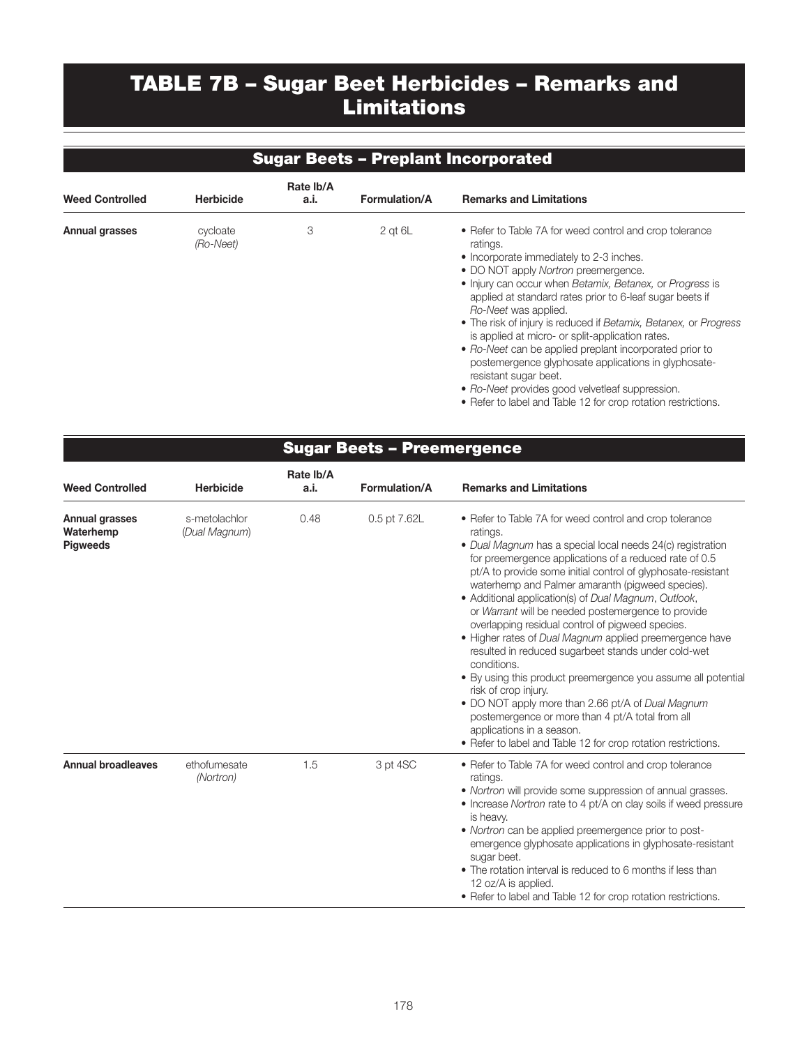# TABLE 7B – Sugar Beet Herbicides – Remarks and Limitations

## Sugar Beets – Preplant Incorporated

| Weed Controlled | Herbicide | Rate lb/A a.i. | Formulation/A | Remarks and Limitations |
|---|---|---|---|---|
| **Annual grasses** | cycloate *(Ro-Neet)* | 3 | 2 qt 6L | • Refer to Table 7A for weed control and crop tolerance ratings.<br>• Incorporate immediately to 2-3 inches.<br>• DO NOT apply *Nortron* preemergence.<br>• Injury can occur when *Betamix, Betanex,* or *Progress* is applied at standard rates prior to 6-leaf sugar beets if *Ro-Neet* was applied.<br>• The risk of injury is reduced if *Betamix, Betanex,* or *Progress* is applied at micro- or split-application rates.<br>• *Ro-Neet* can be applied preplant incorporated prior to postemergence glyphosate applications in glyphosate-resistant sugar beet.<br>• *Ro-Neet* provides good velvetleaf suppression.<br>• Refer to label and Table 12 for crop rotation restrictions. |

## Sugar Beets – Preemergence

| Weed Controlled | Herbicide | Rate lb/A a.i. | Formulation/A | Remarks and Limitations |
|---|---|---|---|---|
| **Annual grasses**<br>**Waterhemp**<br>**Pigweeds** | s-metolachlor (*Dual Magnum*) | 0.48 | 0.5 pt 7.62L | • Refer to Table 7A for weed control and crop tolerance ratings.<br>• *Dual Magnum* has a special local needs 24(c) registration for preemergence applications of a reduced rate of 0.5 pt/A to provide some initial control of glyphosate-resistant waterhemp and Palmer amaranth (pigweed species).<br>• Additional application(s) of *Dual Magnum*, *Outlook*, or *Warrant* will be needed postemergence to provide overlapping residual control of pigweed species.<br>• Higher rates of *Dual Magnum* applied preemergence have resulted in reduced sugarbeet stands under cold-wet conditions.<br>• By using this product preemergence you assume all potential risk of crop injury.<br>• DO NOT apply more than 2.66 pt/A of *Dual Magnum* postemergence or more than 4 pt/A total from all applications in a season.<br>• Refer to label and Table 12 for crop rotation restrictions. |
| **Annual broadleaves** | ethofumesate *(Nortron)* | 1.5 | 3 pt 4SC | • Refer to Table 7A for weed control and crop tolerance ratings.<br>• *Nortron* will provide some suppression of annual grasses.<br>• Increase *Nortron* rate to 4 pt/A on clay soils if weed pressure is heavy.<br>• *Nortron* can be applied preemergence prior to post-emergence glyphosate applications in glyphosate-resistant sugar beet.<br>• The rotation interval is reduced to 6 months if less than 12 oz/A is applied.<br>• Refer to label and Table 12 for crop rotation restrictions. |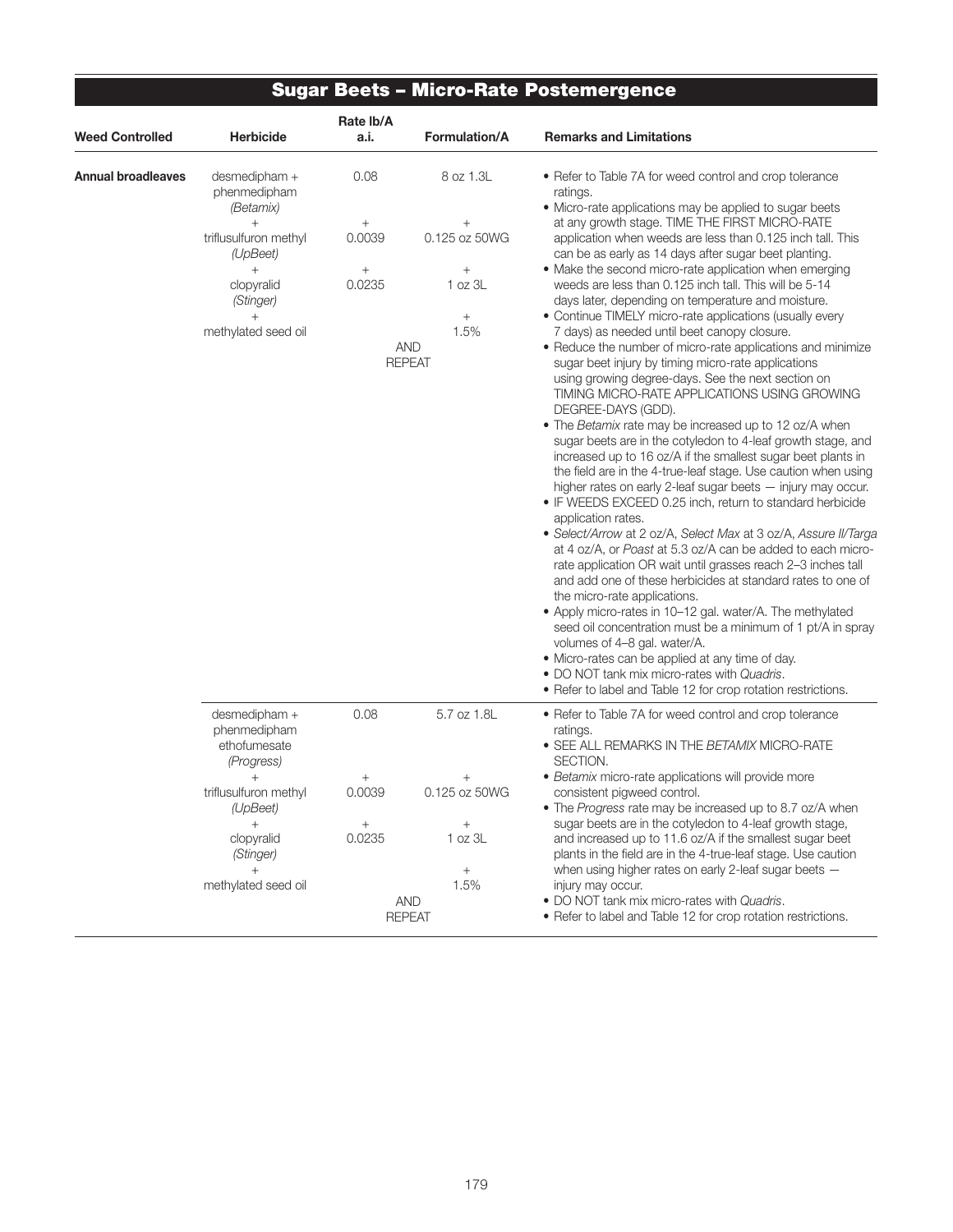## Sugar Beets – Micro-Rate Postemergence

| Weed Controlled | Herbicide | Rate lb/A a.i. | Formulation/A | Remarks and Limitations |
|---|---|---|---|---|
| **Annual broadleaves** | desmedipham + phenmedipham *(Betamix)* + triflusulfuron methyl *(UpBeet)* + clopyralid *(Stinger)* + methylated seed oil | 0.08 + 0.0039 + 0.0235 AND REPEAT | 8 oz 1.3L + 0.125 oz 50WG + 1 oz 3L + 1.5% | • Refer to Table 7A for weed control and crop tolerance ratings.<br>• Micro-rate applications may be applied to sugar beets at any growth stage. TIME THE FIRST MICRO-RATE application when weeds are less than 0.125 inch tall. This can be as early as 14 days after sugar beet planting.<br>• Make the second micro-rate application when emerging weeds are less than 0.125 inch tall. This will be 5-14 days later, depending on temperature and moisture.<br>• Continue TIMELY micro-rate applications (usually every 7 days) as needed until beet canopy closure.<br>• Reduce the number of micro-rate applications and minimize sugar beet injury by timing micro-rate applications using growing degree-days. See the next section on TIMING MICRO-RATE APPLICATIONS USING GROWING DEGREE-DAYS (GDD).<br>• The *Betamix* rate may be increased up to 12 oz/A when sugar beets are in the cotyledon to 4-leaf growth stage, and increased up to 16 oz/A if the smallest sugar beet plants in the field are in the 4-true-leaf stage. Use caution when using higher rates on early 2-leaf sugar beets — injury may occur.<br>• IF WEEDS EXCEED 0.25 inch, return to standard herbicide application rates.<br>• *Select/Arrow* at 2 oz/A, *Select Max* at 3 oz/A, *Assure II/Targa* at 4 oz/A, or *Poast* at 5.3 oz/A can be added to each micro-rate application OR wait until grasses reach 2–3 inches tall and add one of these herbicides at standard rates to one of the micro-rate applications.<br>• Apply micro-rates in 10–12 gal. water/A. The methylated seed oil concentration must be a minimum of 1 pt/A in spray volumes of 4–8 gal. water/A.<br>• Micro-rates can be applied at any time of day.<br>• DO NOT tank mix micro-rates with *Quadris*.<br>• Refer to label and Table 12 for crop rotation restrictions. |
| | desmedipham + phenmedipham ethofumesate *(Progress)* + triflusulfuron methyl *(UpBeet)* + clopyralid *(Stinger)* + methylated seed oil | 0.08 + 0.0039 + 0.0235 AND REPEAT | 5.7 oz 1.8L + 0.125 oz 50WG + 1 oz 3L + 1.5% | • Refer to Table 7A for weed control and crop tolerance ratings.<br>• SEE ALL REMARKS IN THE *BETAMIX* MICRO-RATE SECTION.<br>• *Betamix* micro-rate applications will provide more consistent pigweed control.<br>• The *Progress* rate may be increased up to 8.7 oz/A when sugar beets are in the cotyledon to 4-leaf growth stage, and increased up to 11.6 oz/A if the smallest sugar beet plants in the field are in the 4-true-leaf stage. Use caution when using higher rates on early 2-leaf sugar beets — injury may occur.<br>• DO NOT tank mix micro-rates with *Quadris*.<br>• Refer to label and Table 12 for crop rotation restrictions. |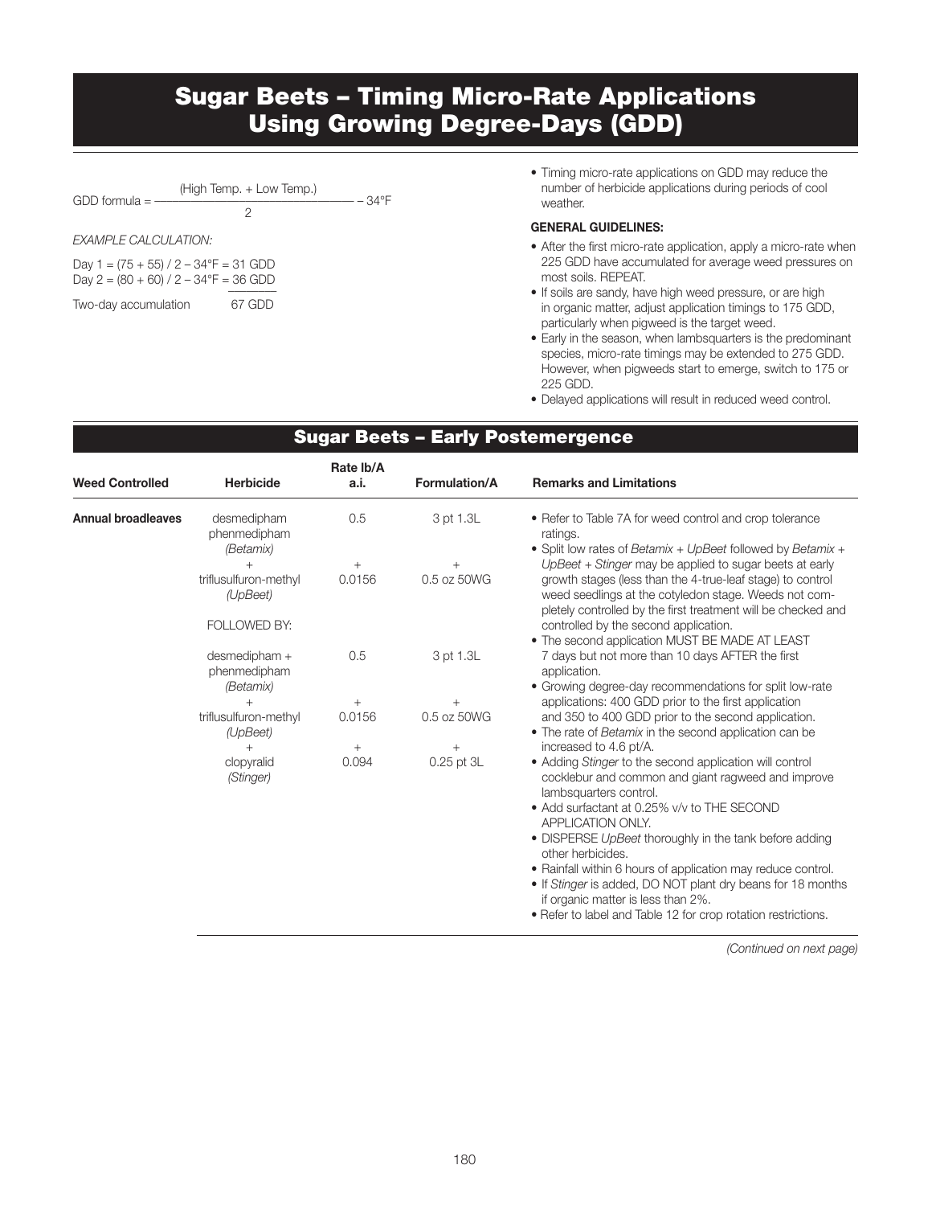# Sugar Beets – Timing Micro-Rate Applications Using Growing Degree-Days (GDD)

$$\text{GDD formula} = \frac{(\text{High Temp.} + \text{Low Temp.})}{2} - 34°F$$

*EXAMPLE CALCULATION:*

Day 1 = (75 + 55) / 2 – 34°F = 31 GDD
Day 2 = (80 + 60) / 2 – 34°F = 36 GDD

Two-day accumulation 67 GDD

- Timing micro-rate applications on GDD may reduce the number of herbicide applications during periods of cool weather.

**GENERAL GUIDELINES:**

- After the first micro-rate application, apply a micro-rate when 225 GDD have accumulated for average weed pressures on most soils. REPEAT.
- If soils are sandy, have high weed pressure, or are high in organic matter, adjust application timings to 175 GDD, particularly when pigweed is the target weed.
- Early in the season, when lambsquarters is the predominant species, micro-rate timings may be extended to 275 GDD. However, when pigweeds start to emerge, switch to 175 or 225 GDD.
- Delayed applications will result in reduced weed control.

## Sugar Beets – Early Postemergence

| Weed Controlled | Herbicide | Rate lb/A a.i. | Formulation/A | Remarks and Limitations |
|---|---|---|---|---|
| **Annual broadleaves** | desmedipham phenmedipham (*Betamix*)<br>+<br>triflusulfuron-methyl (*UpBeet*)<br><br>FOLLOWED BY:<br><br>desmedipham + phenmedipham (*Betamix*)<br>+<br>triflusulfuron-methyl (*UpBeet*)<br>+<br>clopyralid (*Stinger*) | 0.5<br>+<br>0.0156<br><br><br><br>0.5<br>+<br>0.0156<br>+<br>0.094 | 3 pt 1.3L<br>+<br>0.5 oz 50WG<br><br><br><br>3 pt 1.3L<br>+<br>0.5 oz 50WG<br>+<br>0.25 pt 3L | • Refer to Table 7A for weed control and crop tolerance ratings.<br>• Split low rates of *Betamix* + *UpBeet* followed by *Betamix* + *UpBeet* + *Stinger* may be applied to sugar beets at early growth stages (less than the 4-true-leaf stage) to control weed seedlings at the cotyledon stage. Weeds not completely controlled by the first treatment will be checked and controlled by the second application.<br>• The second application MUST BE MADE AT LEAST 7 days but not more than 10 days AFTER the first application.<br>• Growing degree-day recommendations for split low-rate applications: 400 GDD prior to the first application and 350 to 400 GDD prior to the second application.<br>• The rate of *Betamix* in the second application can be increased to 4.6 pt/A.<br>• Adding *Stinger* to the second application will control cocklebur and common and giant ragweed and improve lambsquarters control.<br>• Add surfactant at 0.25% v/v to THE SECOND APPLICATION ONLY.<br>• DISPERSE *UpBeet* thoroughly in the tank before adding other herbicides.<br>• Rainfall within 6 hours of application may reduce control.<br>• If *Stinger* is added, DO NOT plant dry beans for 18 months if organic matter is less than 2%.<br>• Refer to label and Table 12 for crop rotation restrictions. |

*(Continued on next page)*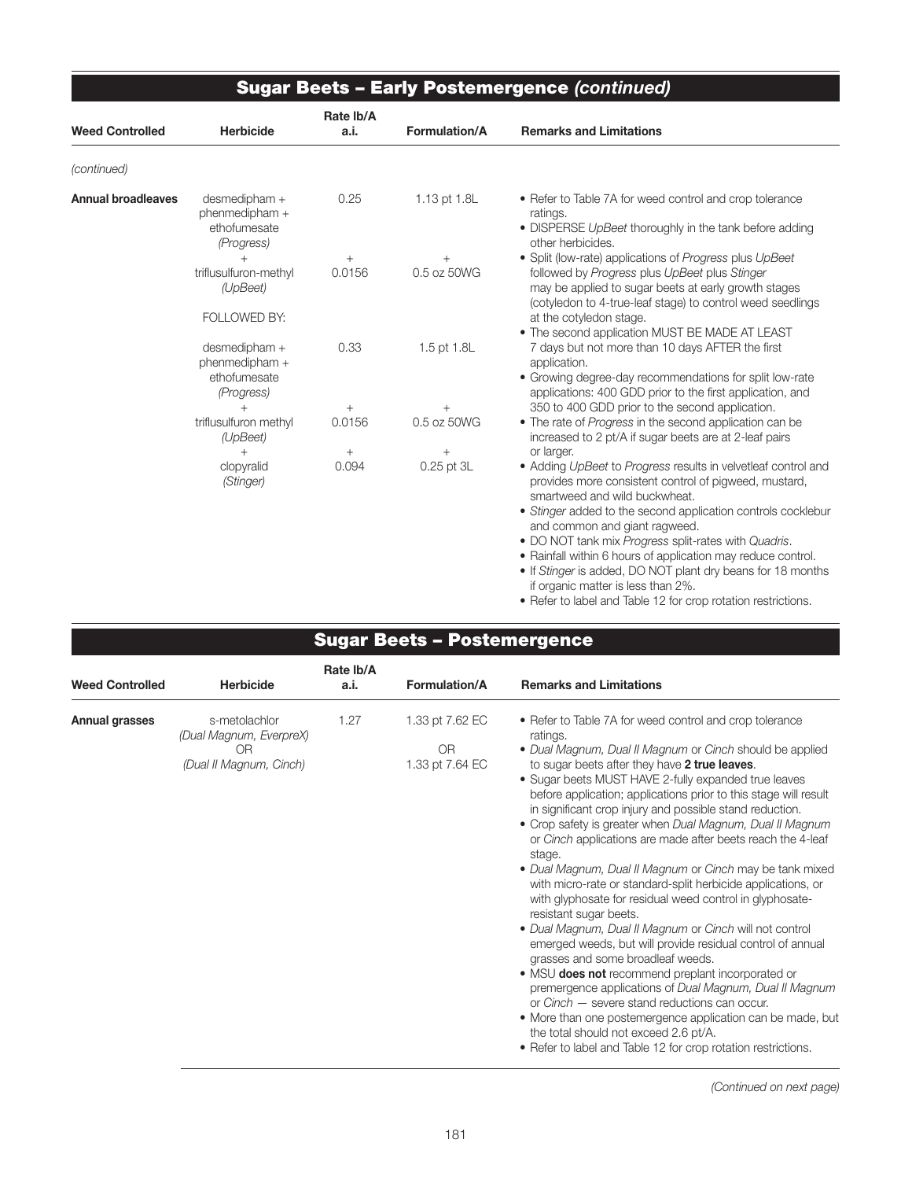## Sugar Beets – Early Postemergence *(continued)*

| Weed Controlled | Herbicide | Rate lb/A a.i. | Formulation/A | Remarks and Limitations |
|---|---|---|---|---|
| *(continued)* | | | | |
| **Annual broadleaves** | desmedipham + phenmedipham + ethofumesate *(Progress)* + triflusulfuron-methyl *(UpBeet)* FOLLOWED BY: desmedipham + phenmedipham + ethofumesate *(Progress)* + triflusulfuron methyl *(UpBeet)* + clopyralid *(Stinger)* | 0.25 + 0.0156 0.33 + 0.0156 + 0.094 | 1.13 pt 1.8L + 0.5 oz 50WG 1.5 pt 1.8L + 0.5 oz 50WG + 0.25 pt 3L | • Refer to Table 7A for weed control and crop tolerance ratings. • DISPERSE *UpBeet* thoroughly in the tank before adding other herbicides. • Split (low-rate) applications of *Progress* plus *UpBeet* followed by *Progress* plus *UpBeet* plus *Stinger* may be applied to sugar beets at early growth stages (cotyledon to 4-true-leaf stage) to control weed seedlings at the cotyledon stage. • The second application MUST BE MADE AT LEAST 7 days but not more than 10 days AFTER the first application. • Growing degree-day recommendations for split low-rate applications: 400 GDD prior to the first application, and 350 to 400 GDD prior to the second application. • The rate of *Progress* in the second application can be increased to 2 pt/A if sugar beets are at 2-leaf pairs or larger. • Adding *UpBeet* to *Progress* results in velvetleaf control and provides more consistent control of pigweed, mustard, smartweed and wild buckwheat. • *Stinger* added to the second application controls cocklebur and common and giant ragweed. • DO NOT tank mix *Progress* split-rates with *Quadris*. • Rainfall within 6 hours of application may reduce control. • If *Stinger* is added, DO NOT plant dry beans for 18 months if organic matter is less than 2%. • Refer to label and Table 12 for crop rotation restrictions. |

## Sugar Beets – Postemergence

| Weed Controlled | Herbicide | Rate lb/A a.i. | Formulation/A | Remarks and Limitations |
|---|---|---|---|---|
| **Annual grasses** | s-metolachlor *(Dual Magnum, EverpreX)* OR *(Dual II Magnum, Cinch)* | 1.27 | 1.33 pt 7.62 EC OR 1.33 pt 7.64 EC | • Refer to Table 7A for weed control and crop tolerance ratings. • *Dual Magnum, Dual II Magnum* or *Cinch* should be applied to sugar beets after they have **2 true leaves**. • Sugar beets MUST HAVE 2-fully expanded true leaves before application; applications prior to this stage will result in significant crop injury and possible stand reduction. • Crop safety is greater when *Dual Magnum, Dual II Magnum* or *Cinch* applications are made after beets reach the 4-leaf stage. • *Dual Magnum, Dual II Magnum* or *Cinch* may be tank mixed with micro-rate or standard-split herbicide applications, or with glyphosate for residual weed control in glyphosate-resistant sugar beets. • *Dual Magnum, Dual II Magnum* or *Cinch* will not control emerged weeds, but will provide residual control of annual grasses and some broadleaf weeds. • MSU **does not** recommend preplant incorporated or premergence applications of *Dual Magnum, Dual II Magnum* or *Cinch* — severe stand reductions can occur. • More than one postemergence application can be made, but the total should not exceed 2.6 pt/A. • Refer to label and Table 12 for crop rotation restrictions. |

*(Continued on next page)*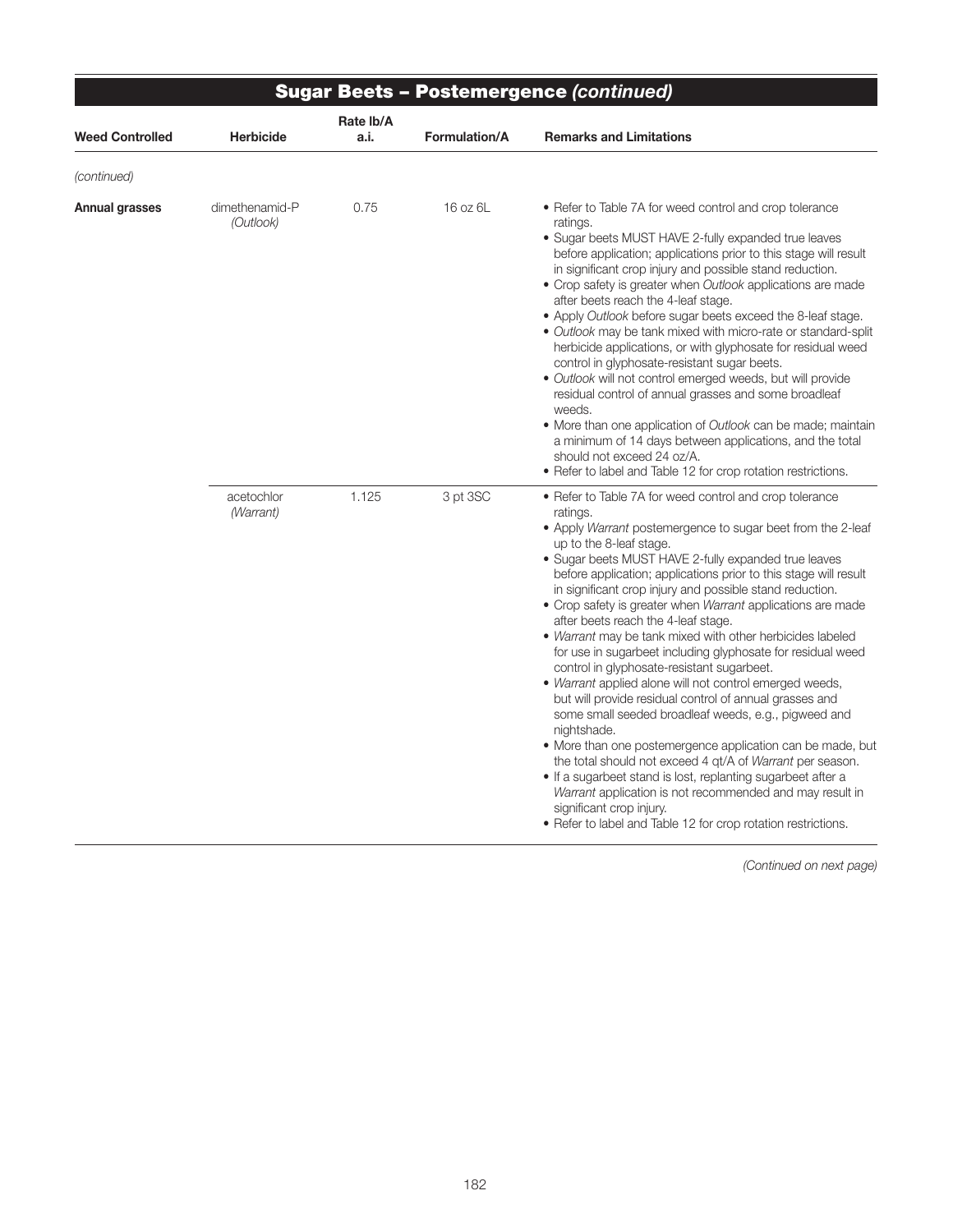## Sugar Beets – Postemergence *(continued)*

| Weed Controlled | Herbicide | Rate lb/A a.i. | Formulation/A | Remarks and Limitations |
|---|---|---|---|---|
| *(continued)* | | | | |
| **Annual grasses** | dimethenamid-P *(Outlook)* | 0.75 | 16 oz 6L | • Refer to Table 7A for weed control and crop tolerance ratings.<br>• Sugar beets MUST HAVE 2-fully expanded true leaves before application; applications prior to this stage will result in significant crop injury and possible stand reduction.<br>• Crop safety is greater when *Outlook* applications are made after beets reach the 4-leaf stage.<br>• Apply *Outlook* before sugar beets exceed the 8-leaf stage.<br>• *Outlook* may be tank mixed with micro-rate or standard-split herbicide applications, or with glyphosate for residual weed control in glyphosate-resistant sugar beets.<br>• *Outlook* will not control emerged weeds, but will provide residual control of annual grasses and some broadleaf weeds.<br>• More than one application of *Outlook* can be made; maintain a minimum of 14 days between applications, and the total should not exceed 24 oz/A.<br>• Refer to label and Table 12 for crop rotation restrictions. |
| | acetochlor *(Warrant)* | 1.125 | 3 pt 3SC | • Refer to Table 7A for weed control and crop tolerance ratings.<br>• Apply *Warrant* postemergence to sugar beet from the 2-leaf up to the 8-leaf stage.<br>• Sugar beets MUST HAVE 2-fully expanded true leaves before application; applications prior to this stage will result in significant crop injury and possible stand reduction.<br>• Crop safety is greater when *Warrant* applications are made after beets reach the 4-leaf stage.<br>• *Warrant* may be tank mixed with other herbicides labeled for use in sugarbeet including glyphosate for residual weed control in glyphosate-resistant sugarbeet.<br>• *Warrant* applied alone will not control emerged weeds, but will provide residual control of annual grasses and some small seeded broadleaf weeds, e.g., pigweed and nightshade.<br>• More than one postemergence application can be made, but the total should not exceed 4 qt/A of *Warrant* per season.<br>• If a sugarbeet stand is lost, replanting sugarbeet after a *Warrant* application is not recommended and may result in significant crop injury.<br>• Refer to label and Table 12 for crop rotation restrictions. |

*(Continued on next page)*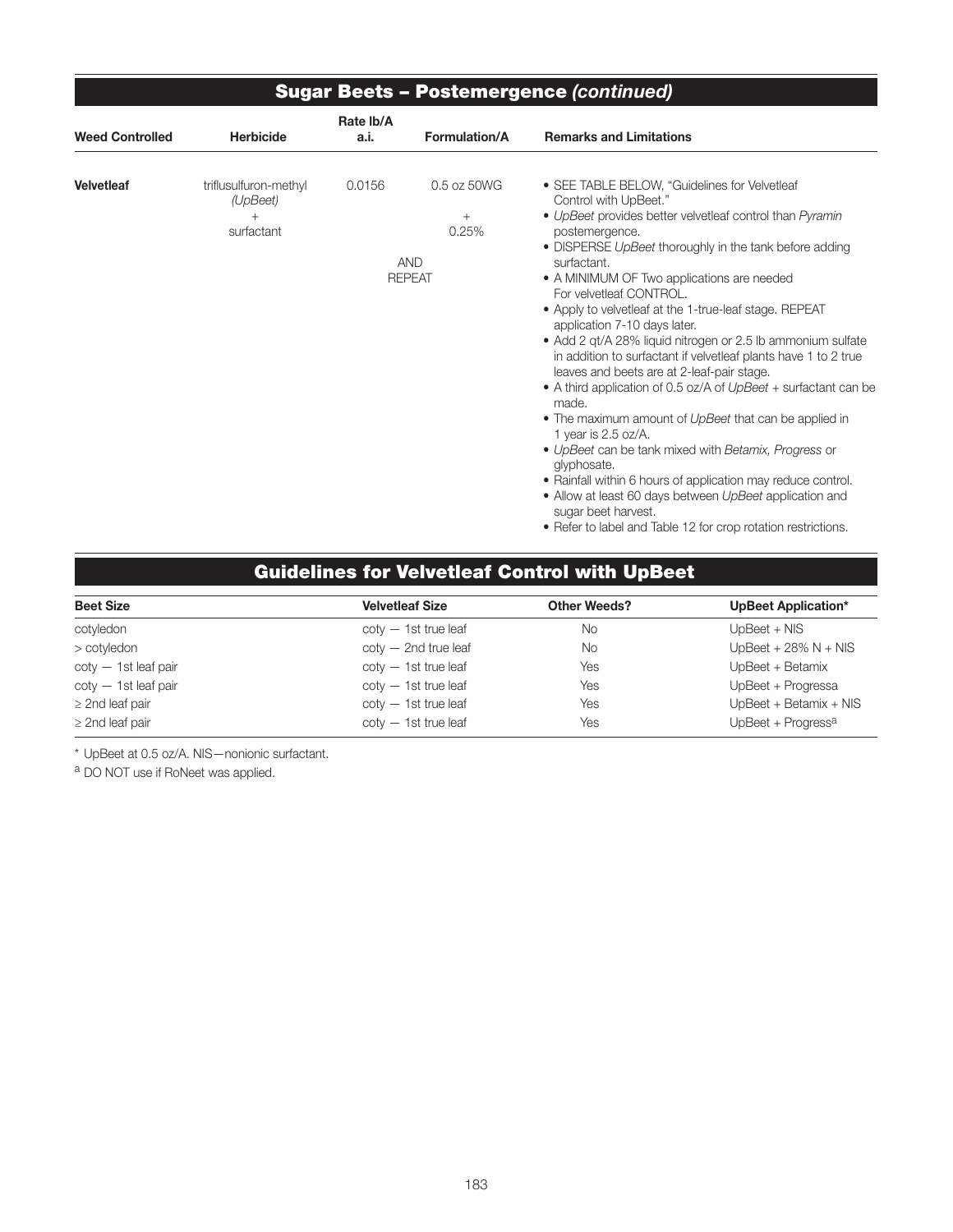## Sugar Beets – Postemergence *(continued)*

| Weed Controlled | Herbicide | Rate lb/A a.i. | Formulation/A | Remarks and Limitations |
|---|---|---|---|---|
| **Velvetleaf** | triflusulfuron-methyl (*UpBeet*) + surfactant | 0.0156 | 0.5 oz 50WG + 0.25% AND REPEAT | • SEE TABLE BELOW, "Guidelines for Velvetleaf Control with UpBeet."<br>• *UpBeet* provides better velvetleaf control than *Pyramin* postemergence.<br>• DISPERSE *UpBeet* thoroughly in the tank before adding surfactant.<br>• A MINIMUM OF Two applications are needed For velvetleaf CONTROL.<br>• Apply to velvetleaf at the 1-true-leaf stage. REPEAT application 7-10 days later.<br>• Add 2 qt/A 28% liquid nitrogen or 2.5 lb ammonium sulfate in addition to surfactant if velvetleaf plants have 1 to 2 true leaves and beets are at 2-leaf-pair stage.<br>• A third application of 0.5 oz/A of *UpBeet* + surfactant can be made.<br>• The maximum amount of *UpBeet* that can be applied in 1 year is 2.5 oz/A.<br>• *UpBeet* can be tank mixed with *Betamix, Progress* or glyphosate.<br>• Rainfall within 6 hours of application may reduce control.<br>• Allow at least 60 days between *UpBeet* application and sugar beet harvest.<br>• Refer to label and Table 12 for crop rotation restrictions. |

## Guidelines for Velvetleaf Control with UpBeet

| Beet Size | Velvetleaf Size | Other Weeds? | UpBeet Application* |
|---|---|---|---|
| cotyledon | coty — 1st true leaf | No | UpBeet + NIS |
| > cotyledon | coty — 2nd true leaf | No | UpBeet + 28% N + NIS |
| coty — 1st leaf pair | coty — 1st true leaf | Yes | UpBeet + Betamix |
| coty — 1st leaf pair | coty — 1st true leaf | Yes | UpBeet + Progressa |
| ≥ 2nd leaf pair | coty — 1st true leaf | Yes | UpBeet + Betamix + NIS |
| ≥ 2nd leaf pair | coty — 1st true leaf | Yes | UpBeet + Progress[a] |

\* UpBeet at 0.5 oz/A. NIS—nonionic surfactant.

[a] DO NOT use if RoNeet was applied.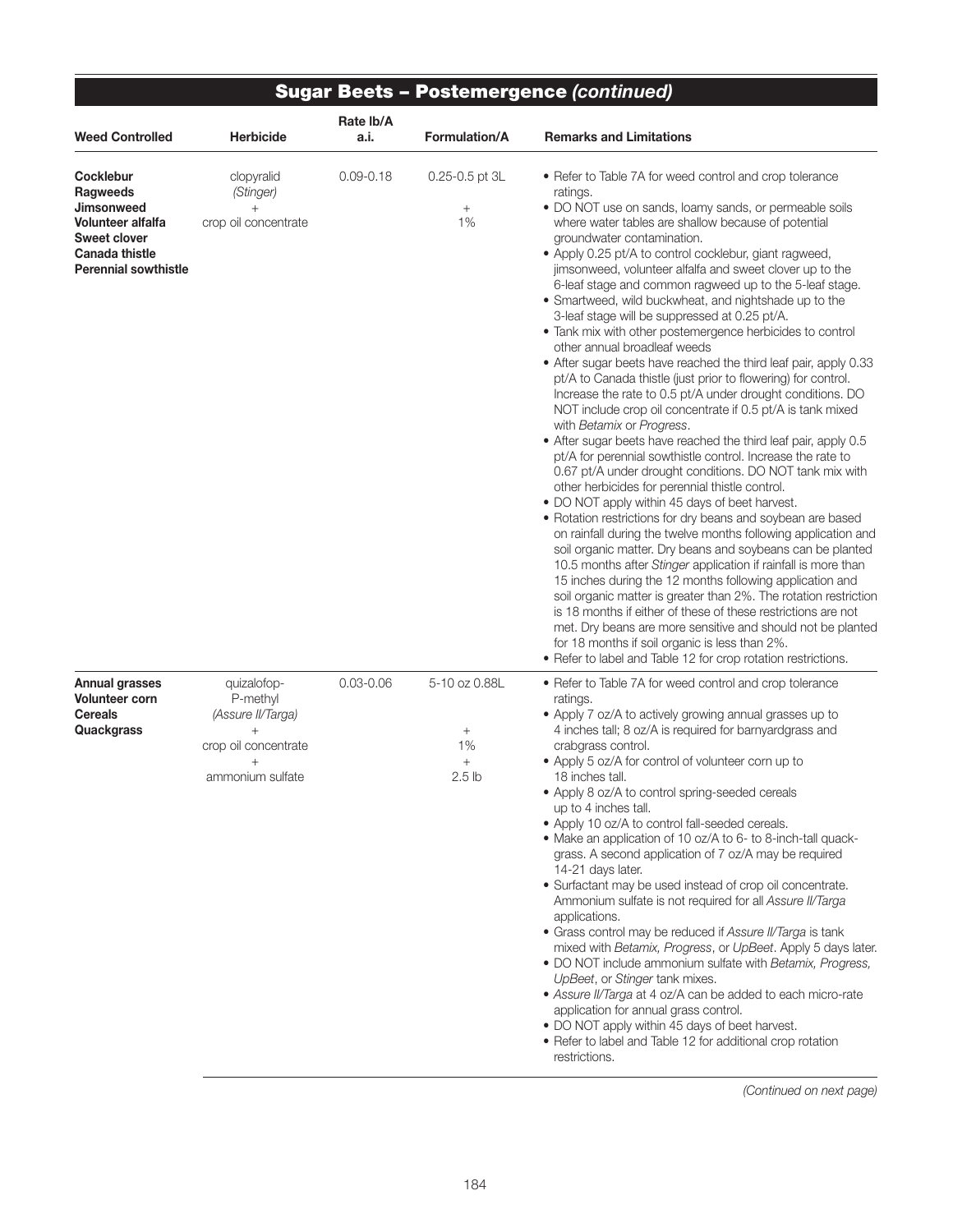## Sugar Beets – Postemergence *(continued)*

| Weed Controlled | Herbicide | Rate lb/A a.i. | Formulation/A | Remarks and Limitations |
|---|---|---|---|---|
| **Cocklebur**<br>**Ragweeds**<br>**Jimsonweed**<br>**Volunteer alfalfa**<br>**Sweet clover**<br>**Canada thistle**<br>**Perennial sowthistle** | clopyralid<br>*(Stinger)*<br>+<br>crop oil concentrate | 0.09-0.18 | 0.25-0.5 pt 3L<br><br>+<br>1% | • Refer to Table 7A for weed control and crop tolerance ratings.<br>• DO NOT use on sands, loamy sands, or permeable soils where water tables are shallow because of potential groundwater contamination.<br>• Apply 0.25 pt/A to control cocklebur, giant ragweed, jimsonweed, volunteer alfalfa and sweet clover up to the 6-leaf stage and common ragweed up to the 5-leaf stage.<br>• Smartweed, wild buckwheat, and nightshade up to the 3-leaf stage will be suppressed at 0.25 pt/A.<br>• Tank mix with other postemergence herbicides to control other annual broadleaf weeds<br>• After sugar beets have reached the third leaf pair, apply 0.33 pt/A to Canada thistle (just prior to flowering) for control. Increase the rate to 0.5 pt/A under drought conditions. DO NOT include crop oil concentrate if 0.5 pt/A is tank mixed with *Betamix* or *Progress*.<br>• After sugar beets have reached the third leaf pair, apply 0.5 pt/A for perennial sowthistle control. Increase the rate to 0.67 pt/A under drought conditions. DO NOT tank mix with other herbicides for perennial thistle control.<br>• DO NOT apply within 45 days of beet harvest.<br>• Rotation restrictions for dry beans and soybean are based on rainfall during the twelve months following application and soil organic matter. Dry beans and soybeans can be planted 10.5 months after *Stinger* application if rainfall is more than 15 inches during the 12 months following application and soil organic matter is greater than 2%. The rotation restriction is 18 months if either of these of these restrictions are not met. Dry beans are more sensitive and should not be planted for 18 months if soil organic is less than 2%.<br>• Refer to label and Table 12 for crop rotation restrictions. |
| **Annual grasses**<br>**Volunteer corn**<br>**Cereals**<br>**Quackgrass** | quizalofop-P-methyl<br>*(Assure II/Targa)*<br>+<br>crop oil concentrate<br>+<br>ammonium sulfate | 0.03-0.06 | 5-10 oz 0.88L<br><br>+<br>1%<br>+<br>2.5 lb | • Refer to Table 7A for weed control and crop tolerance ratings.<br>• Apply 7 oz/A to actively growing annual grasses up to 4 inches tall; 8 oz/A is required for barnyardgrass and crabgrass control.<br>• Apply 5 oz/A for control of volunteer corn up to 18 inches tall.<br>• Apply 8 oz/A to control spring-seeded cereals up to 4 inches tall.<br>• Apply 10 oz/A to control fall-seeded cereals.<br>• Make an application of 10 oz/A to 6- to 8-inch-tall quackgrass. A second application of 7 oz/A may be required 14-21 days later.<br>• Surfactant may be used instead of crop oil concentrate. Ammonium sulfate is not required for all *Assure II/Targa* applications.<br>• Grass control may be reduced if *Assure II/Targa* is tank mixed with *Betamix, Progress*, or *UpBeet*. Apply 5 days later.<br>• DO NOT include ammonium sulfate with *Betamix, Progress, UpBeet*, or *Stinger* tank mixes.<br>• *Assure II/Targa* at 4 oz/A can be added to each micro-rate application for annual grass control.<br>• DO NOT apply within 45 days of beet harvest.<br>• Refer to label and Table 12 for additional crop rotation restrictions. |

*(Continued on next page)*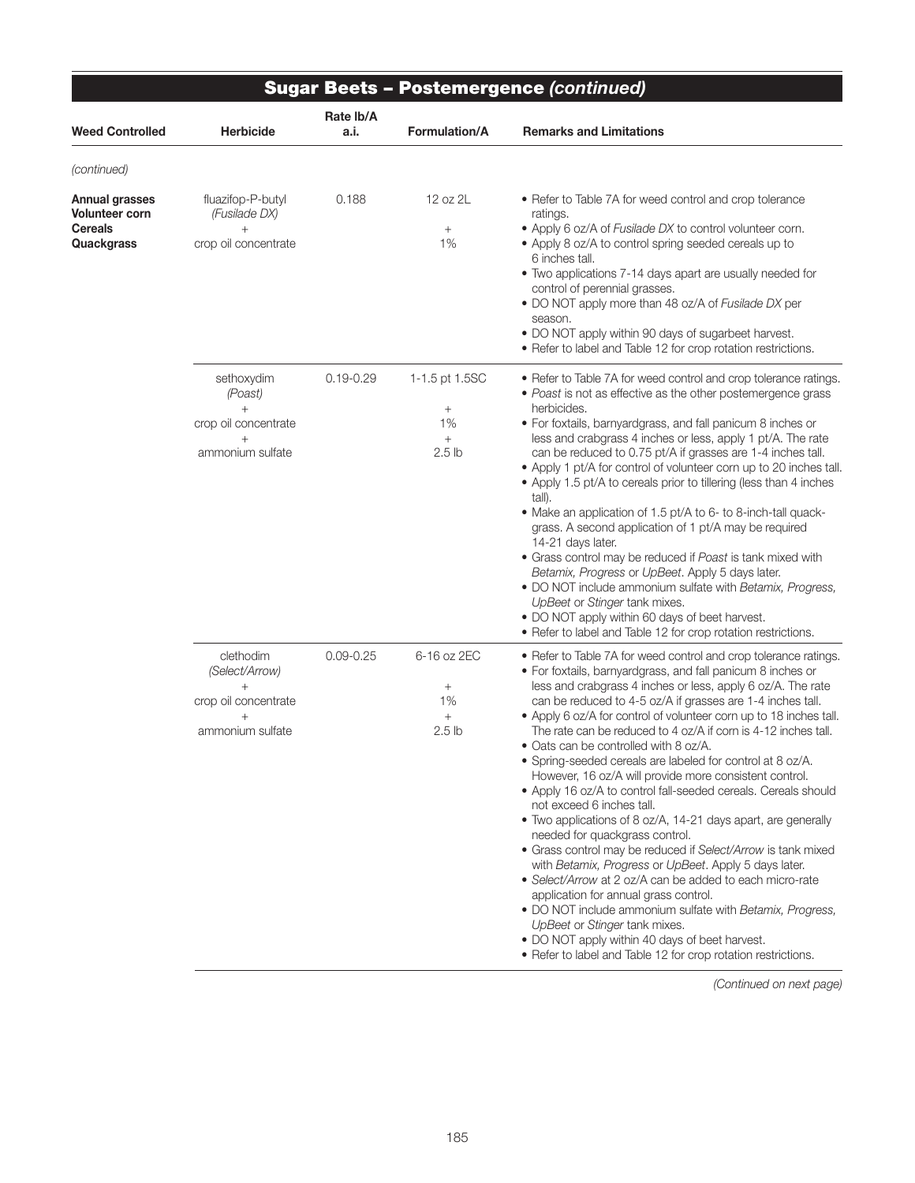# Sugar Beets – Postemergence *(continued)*

| Weed Controlled | Herbicide | Rate lb/A a.i. | Formulation/A | Remarks and Limitations |
|---|---|---|---|---|
| *(continued)* | | | | |
| **Annual grasses**<br>**Volunteer corn**<br>**Cereals**<br>**Quackgrass** | fluazifop-P-butyl<br>*(Fusilade DX)*<br>+<br>crop oil concentrate | 0.188 | 12 oz 2L<br>+<br>1% | • Refer to Table 7A for weed control and crop tolerance ratings.<br>• Apply 6 oz/A of *Fusilade DX* to control volunteer corn.<br>• Apply 8 oz/A to control spring seeded cereals up to 6 inches tall.<br>• Two applications 7-14 days apart are usually needed for control of perennial grasses.<br>• DO NOT apply more than 48 oz/A of *Fusilade DX* per season.<br>• DO NOT apply within 90 days of sugarbeet harvest.<br>• Refer to label and Table 12 for crop rotation restrictions. |
| | sethoxydim<br>*(Poast)*<br>+<br>crop oil concentrate<br>+<br>ammonium sulfate | 0.19-0.29 | 1-1.5 pt 1.5SC<br>+<br>1%<br>+<br>2.5 lb | • Refer to Table 7A for weed control and crop tolerance ratings.<br>• *Poast* is not as effective as the other postemergence grass herbicides.<br>• For foxtails, barnyardgrass, and fall panicum 8 inches or less and crabgrass 4 inches or less, apply 1 pt/A. The rate can be reduced to 0.75 pt/A if grasses are 1-4 inches tall.<br>• Apply 1 pt/A for control of volunteer corn up to 20 inches tall.<br>• Apply 1.5 pt/A to cereals prior to tillering (less than 4 inches tall).<br>• Make an application of 1.5 pt/A to 6- to 8-inch-tall quackgrass. A second application of 1 pt/A may be required 14-21 days later.<br>• Grass control may be reduced if *Poast* is tank mixed with *Betamix, Progress* or *UpBeet*. Apply 5 days later.<br>• DO NOT include ammonium sulfate with *Betamix, Progress, UpBeet* or *Stinger* tank mixes.<br>• DO NOT apply within 60 days of beet harvest.<br>• Refer to label and Table 12 for crop rotation restrictions. |
| | clethodim<br>*(Select/Arrow)*<br>+<br>crop oil concentrate<br>+<br>ammonium sulfate | 0.09-0.25 | 6-16 oz 2EC<br>+<br>1%<br>+<br>2.5 lb | • Refer to Table 7A for weed control and crop tolerance ratings.<br>• For foxtails, barnyardgrass, and fall panicum 8 inches or less and crabgrass 4 inches or less, apply 6 oz/A. The rate can be reduced to 4-5 oz/A if grasses are 1-4 inches tall.<br>• Apply 6 oz/A for control of volunteer corn up to 18 inches tall. The rate can be reduced to 4 oz/A if corn is 4-12 inches tall.<br>• Oats can be controlled with 8 oz/A.<br>• Spring-seeded cereals are labeled for control at 8 oz/A. However, 16 oz/A will provide more consistent control.<br>• Apply 16 oz/A to control fall-seeded cereals. Cereals should not exceed 6 inches tall.<br>• Two applications of 8 oz/A, 14-21 days apart, are generally needed for quackgrass control.<br>• Grass control may be reduced if *Select/Arrow* is tank mixed with *Betamix, Progress* or *UpBeet*. Apply 5 days later.<br>• *Select/Arrow* at 2 oz/A can be added to each micro-rate application for annual grass control.<br>• DO NOT include ammonium sulfate with *Betamix, Progress, UpBeet* or *Stinger* tank mixes.<br>• DO NOT apply within 40 days of beet harvest.<br>• Refer to label and Table 12 for crop rotation restrictions. |

*(Continued on next page)*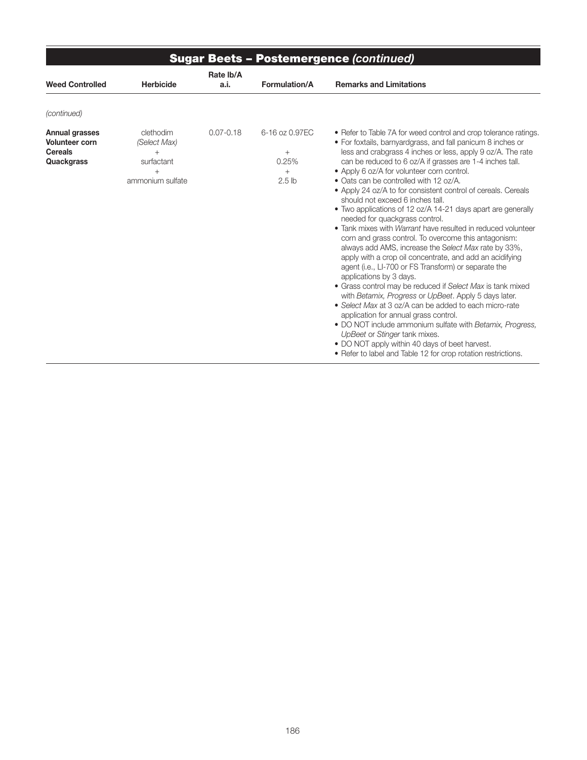## Sugar Beets – Postemergence *(continued)*

| Weed Controlled | Herbicide | Rate lb/A a.i. | Formulation/A | Remarks and Limitations |
|---|---|---|---|---|
| *(continued)* | | | | |
| **Annual grasses** **Volunteer corn** **Cereals** **Quackgrass** | clethodim *(Select Max)* + surfactant + ammonium sulfate | 0.07-0.18 | 6-16 oz 0.97EC + 0.25% + 2.5 lb | • Refer to Table 7A for weed control and crop tolerance ratings. • For foxtails, barnyardgrass, and fall panicum 8 inches or less and crabgrass 4 inches or less, apply 9 oz/A. The rate can be reduced to 6 oz/A if grasses are 1-4 inches tall. • Apply 6 oz/A for volunteer corn control. • Oats can be controlled with 12 oz/A. • Apply 24 oz/A to for consistent control of cereals. Cereals should not exceed 6 inches tall. • Two applications of 12 oz/A 14-21 days apart are generally needed for quackgrass control. • Tank mixes with *Warrant* have resulted in reduced volunteer corn and grass control. To overcome this antagonism: always add AMS, increase the S*elect Max* rate by 33%, apply with a crop oil concentrate, and add an acidifying agent (i.e., LI-700 or FS Transform) or separate the applications by 3 days. • Grass control may be reduced if *Select Max* is tank mixed with *Betamix, Progress* or *UpBeet*. Apply 5 days later. • *Select Max* at 3 oz/A can be added to each micro-rate application for annual grass control. • DO NOT include ammonium sulfate with *Betamix, Progress, UpBeet* or *Stinger* tank mixes. • DO NOT apply within 40 days of beet harvest. • Refer to label and Table 12 for crop rotation restrictions. |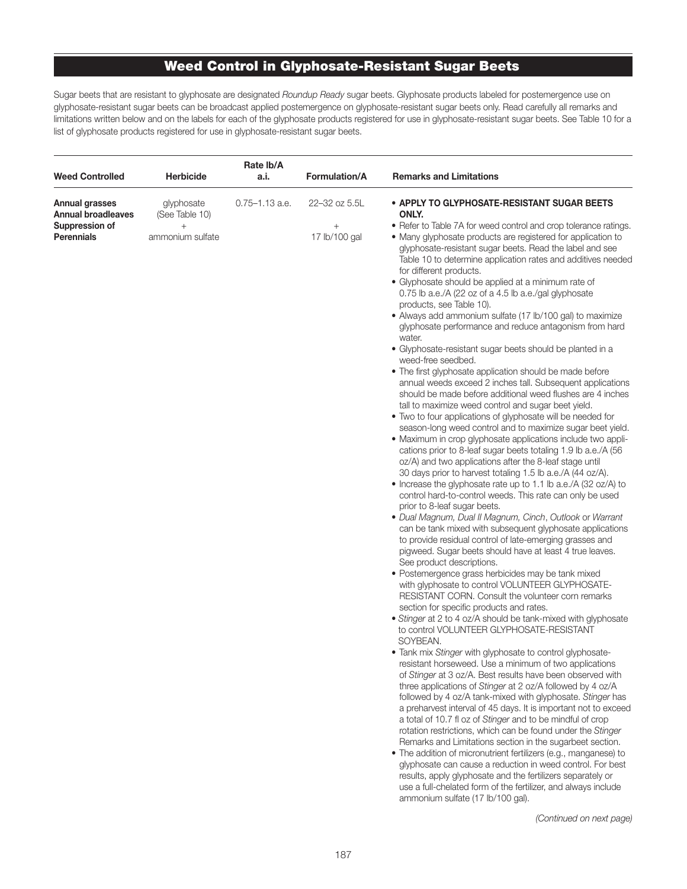# Weed Control in Glyphosate-Resistant Sugar Beets

Sugar beets that are resistant to glyphosate are designated *Roundup Ready* sugar beets. Glyphosate products labeled for postemergence use on glyphosate-resistant sugar beets can be broadcast applied postemergence on glyphosate-resistant sugar beets only. Read carefully all remarks and limitations written below and on the labels for each of the glyphosate products registered for use in glyphosate-resistant sugar beets. See Table 10 for a list of glyphosate products registered for use in glyphosate-resistant sugar beets.

| Weed Controlled | Herbicide | Rate lb/A a.i. | Formulation/A | Remarks and Limitations |
|---|---|---|---|---|
| **Annual grasses**<br>**Annual broadleaves**<br>**Suppression of Perennials** | glyphosate (See Table 10)<br>+<br>ammonium sulfate | 0.75–1.13 a.e. | 22–32 oz 5.5L<br>+<br>17 lb/100 gal | • **APPLY TO GLYPHOSATE-RESISTANT SUGAR BEETS ONLY.**<br>• Refer to Table 7A for weed control and crop tolerance ratings.<br>• Many glyphosate products are registered for application to glyphosate-resistant sugar beets. Read the label and see Table 10 to determine application rates and additives needed for different products.<br>• Glyphosate should be applied at a minimum rate of 0.75 lb a.e./A (22 oz of a 4.5 lb a.e./gal glyphosate products, see Table 10).<br>• Always add ammonium sulfate (17 lb/100 gal) to maximize glyphosate performance and reduce antagonism from hard water.<br>• Glyphosate-resistant sugar beets should be planted in a weed-free seedbed.<br>• The first glyphosate application should be made before annual weeds exceed 2 inches tall. Subsequent applications should be made before additional weed flushes are 4 inches tall to maximize weed control and sugar beet yield.<br>• Two to four applications of glyphosate will be needed for season-long weed control and to maximize sugar beet yield.<br>• Maximum in crop glyphosate applications include two applications prior to 8-leaf sugar beets totaling 1.9 lb a.e./A (56 oz/A) and two applications after the 8-leaf stage until 30 days prior to harvest totaling 1.5 lb a.e./A (44 oz/A).<br>• Increase the glyphosate rate up to 1.1 lb a.e./A (32 oz/A) to control hard-to-control weeds. This rate can only be used prior to 8-leaf sugar beets.<br>• *Dual Magnum, Dual II Magnum, Cinch*, *Outlook* or *Warrant* can be tank mixed with subsequent glyphosate applications to provide residual control of late-emerging grasses and pigweed. Sugar beets should have at least 4 true leaves. See product descriptions.<br>• Postemergence grass herbicides may be tank mixed with glyphosate to control VOLUNTEER GLYPHOSATE-RESISTANT CORN. Consult the volunteer corn remarks section for specific products and rates.<br>• *Stinger* at 2 to 4 oz/A should be tank-mixed with glyphosate to control VOLUNTEER GLYPHOSATE-RESISTANT SOYBEAN.<br>• Tank mix *Stinger* with glyphosate to control glyphosate-resistant horseweed. Use a minimum of two applications of *Stinger* at 3 oz/A. Best results have been observed with three applications of *Stinger* at 2 oz/A followed by 4 oz/A followed by 4 oz/A tank-mixed with glyphosate. *Stinger* has a preharvest interval of 45 days. It is important not to exceed a total of 10.7 fl oz of *Stinger* and to be mindful of crop rotation restrictions, which can be found under the *Stinger* Remarks and Limitations section in the sugarbeet section.<br>• The addition of micronutrient fertilizers (e.g., manganese) to glyphosate can cause a reduction in weed control. For best results, apply glyphosate and the fertilizers separately or use a full-chelated form of the fertilizer, and always include ammonium sulfate (17 lb/100 gal). |

*(Continued on next page)*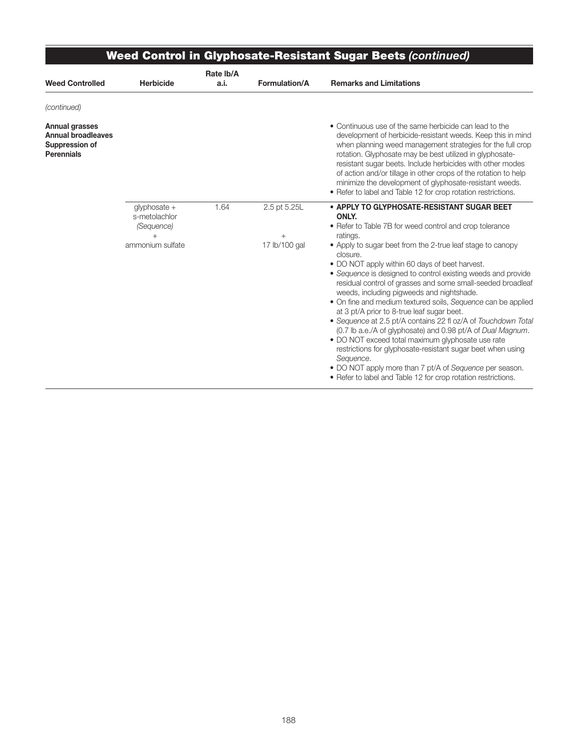## Weed Control in Glyphosate-Resistant Sugar Beets *(continued)*

| Weed Controlled | Herbicide | Rate lb/A a.i. | Formulation/A | Remarks and Limitations |
|---|---|---|---|---|
| *(continued)* | | | | |
| **Annual grasses** **Annual broadleaves** **Suppression of Perennials** | | | | • Continuous use of the same herbicide can lead to the development of herbicide-resistant weeds. Keep this in mind when planning weed management strategies for the full crop rotation. Glyphosate may be best utilized in glyphosate-resistant sugar beets. Include herbicides with other modes of action and/or tillage in other crops of the rotation to help minimize the development of glyphosate-resistant weeds. <br>• Refer to label and Table 12 for crop rotation restrictions. |
| | glyphosate + s-metolachlor (*Sequence*) + ammonium sulfate | 1.64 | 2.5 pt 5.25L + 17 lb/100 gal | • **APPLY TO GLYPHOSATE-RESISTANT SUGAR BEET ONLY.** <br>• Refer to Table 7B for weed control and crop tolerance ratings. <br>• Apply to sugar beet from the 2-true leaf stage to canopy closure. <br>• DO NOT apply within 60 days of beet harvest. <br>• *Sequence* is designed to control existing weeds and provide residual control of grasses and some small-seeded broadleaf weeds, including pigweeds and nightshade. <br>• On fine and medium textured soils, *Sequence* can be applied at 3 pt/A prior to 8-true leaf sugar beet. <br>• *Sequence* at 2.5 pt/A contains 22 fl oz/A of *Touchdown Total* (0.7 lb a.e./A of glyphosate) and 0.98 pt/A of *Dual Magnum*. <br>• DO NOT exceed total maximum glyphosate use rate restrictions for glyphosate-resistant sugar beet when using *Sequence*. <br>• DO NOT apply more than 7 pt/A of *Sequence* per season. <br>• Refer to label and Table 12 for crop rotation restrictions. |